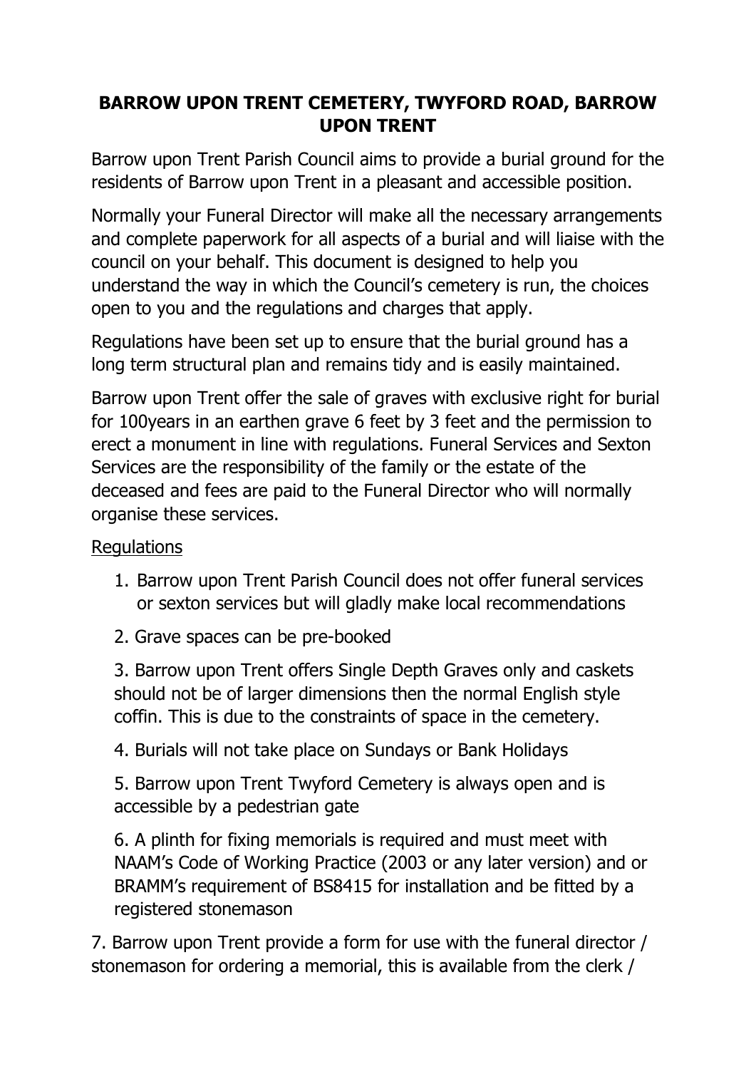# BARROW UPON TRENT CEMETERY, TWYFORD ROAD, BARROW UPON TRENT

Barrow upon Trent Parish Council aims to provide a burial ground for the residents of Barrow upon Trent in a pleasant and accessible position.

Normally your Funeral Director will make all the necessary arrangements and complete paperwork for all aspects of a burial and will liaise with the council on your behalf. This document is designed to help you understand the way in which the Council's cemetery is run, the choices open to you and the regulations and charges that apply.

Regulations have been set up to ensure that the burial ground has a long term structural plan and remains tidy and is easily maintained.

Barrow upon Trent offer the sale of graves with exclusive right for burial for 100years in an earthen grave 6 feet by 3 feet and the permission to erect a monument in line with regulations. Funeral Services and Sexton Services are the responsibility of the family or the estate of the deceased and fees are paid to the Funeral Director who will normally organise these services.

<u>Regulations</u>

1. Barrow upon Trent Parish Council does not offer funeral services or sexton services but will gladly make local recommendations
2. Grave spaces can be pre-booked
3. Barrow upon Trent offers Single Depth Graves only and caskets should not be of larger dimensions then the normal English style coffin. This is due to the constraints of space in the cemetery.
4. Burials will not take place on Sundays or Bank Holidays
5. Barrow upon Trent Twyford Cemetery is always open and is accessible by a pedestrian gate
6. A plinth for fixing memorials is required and must meet with NAAM's Code of Working Practice (2003 or any later version) and or BRAMM's requirement of BS8415 for installation and be fitted by a registered stonemason
7. Barrow upon Trent provide a form for use with the funeral director / stonemason for ordering a memorial, this is available from the clerk /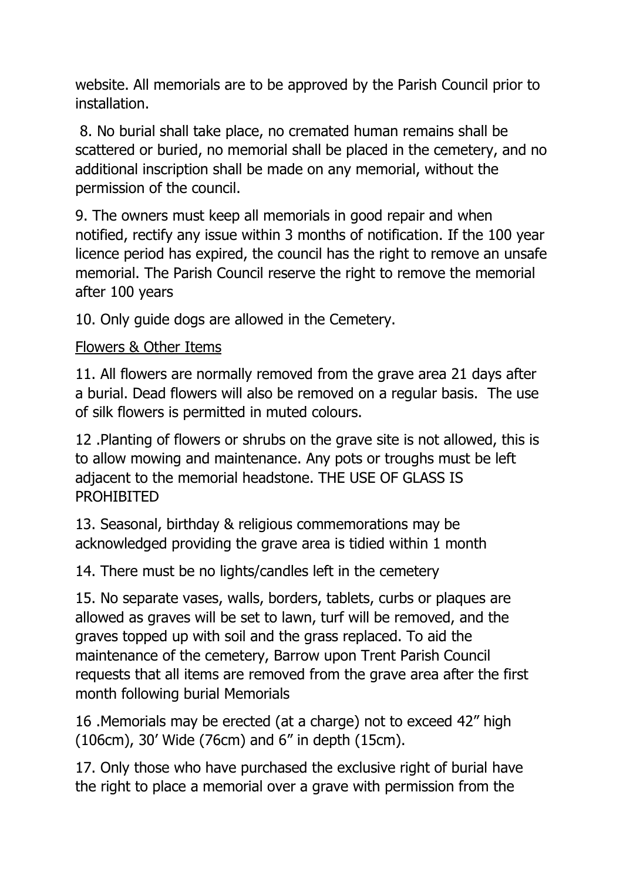website. All memorials are to be approved by the Parish Council prior to installation.

8. No burial shall take place, no cremated human remains shall be scattered or buried, no memorial shall be placed in the cemetery, and no additional inscription shall be made on any memorial, without the permission of the council.

9. The owners must keep all memorials in good repair and when notified, rectify any issue within 3 months of notification. If the 100 year licence period has expired, the council has the right to remove an unsafe memorial. The Parish Council reserve the right to remove the memorial after 100 years

10. Only guide dogs are allowed in the Cemetery.

Flowers & Other Items

11. All flowers are normally removed from the grave area 21 days after a burial. Dead flowers will also be removed on a regular basis. The use of silk flowers is permitted in muted colours.

12 .Planting of flowers or shrubs on the grave site is not allowed, this is to allow mowing and maintenance. Any pots or troughs must be left adjacent to the memorial headstone. THE USE OF GLASS IS PROHIBITED

13. Seasonal, birthday & religious commemorations may be acknowledged providing the grave area is tidied within 1 month

14. There must be no lights/candles left in the cemetery

15. No separate vases, walls, borders, tablets, curbs or plaques are allowed as graves will be set to lawn, turf will be removed, and the graves topped up with soil and the grass replaced. To aid the maintenance of the cemetery, Barrow upon Trent Parish Council requests that all items are removed from the grave area after the first month following burial Memorials

16 .Memorials may be erected (at a charge) not to exceed 42" high (106cm), 30' Wide (76cm) and 6" in depth (15cm).

17. Only those who have purchased the exclusive right of burial have the right to place a memorial over a grave with permission from the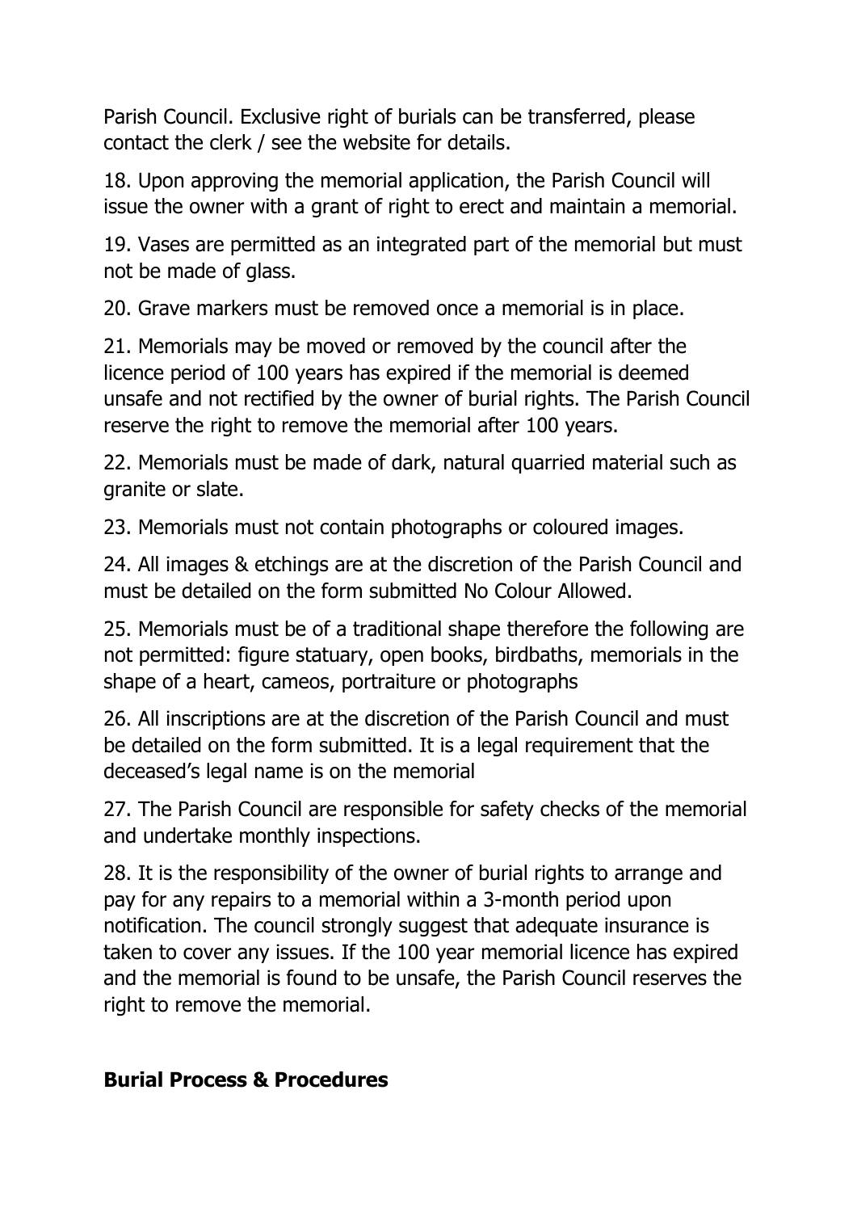Parish Council. Exclusive right of burials can be transferred, please contact the clerk / see the website for details.

18. Upon approving the memorial application, the Parish Council will issue the owner with a grant of right to erect and maintain a memorial.

19. Vases are permitted as an integrated part of the memorial but must not be made of glass.

20. Grave markers must be removed once a memorial is in place.

21. Memorials may be moved or removed by the council after the licence period of 100 years has expired if the memorial is deemed unsafe and not rectified by the owner of burial rights. The Parish Council reserve the right to remove the memorial after 100 years.

22. Memorials must be made of dark, natural quarried material such as granite or slate.

23. Memorials must not contain photographs or coloured images.

24. All images & etchings are at the discretion of the Parish Council and must be detailed on the form submitted No Colour Allowed.

25. Memorials must be of a traditional shape therefore the following are not permitted: figure statuary, open books, birdbaths, memorials in the shape of a heart, cameos, portraiture or photographs

26. All inscriptions are at the discretion of the Parish Council and must be detailed on the form submitted. It is a legal requirement that the deceased's legal name is on the memorial

27. The Parish Council are responsible for safety checks of the memorial and undertake monthly inspections.

28. It is the responsibility of the owner of burial rights to arrange and pay for any repairs to a memorial within a 3-month period upon notification. The council strongly suggest that adequate insurance is taken to cover any issues. If the 100 year memorial licence has expired and the memorial is found to be unsafe, the Parish Council reserves the right to remove the memorial.

## Burial Process & Procedures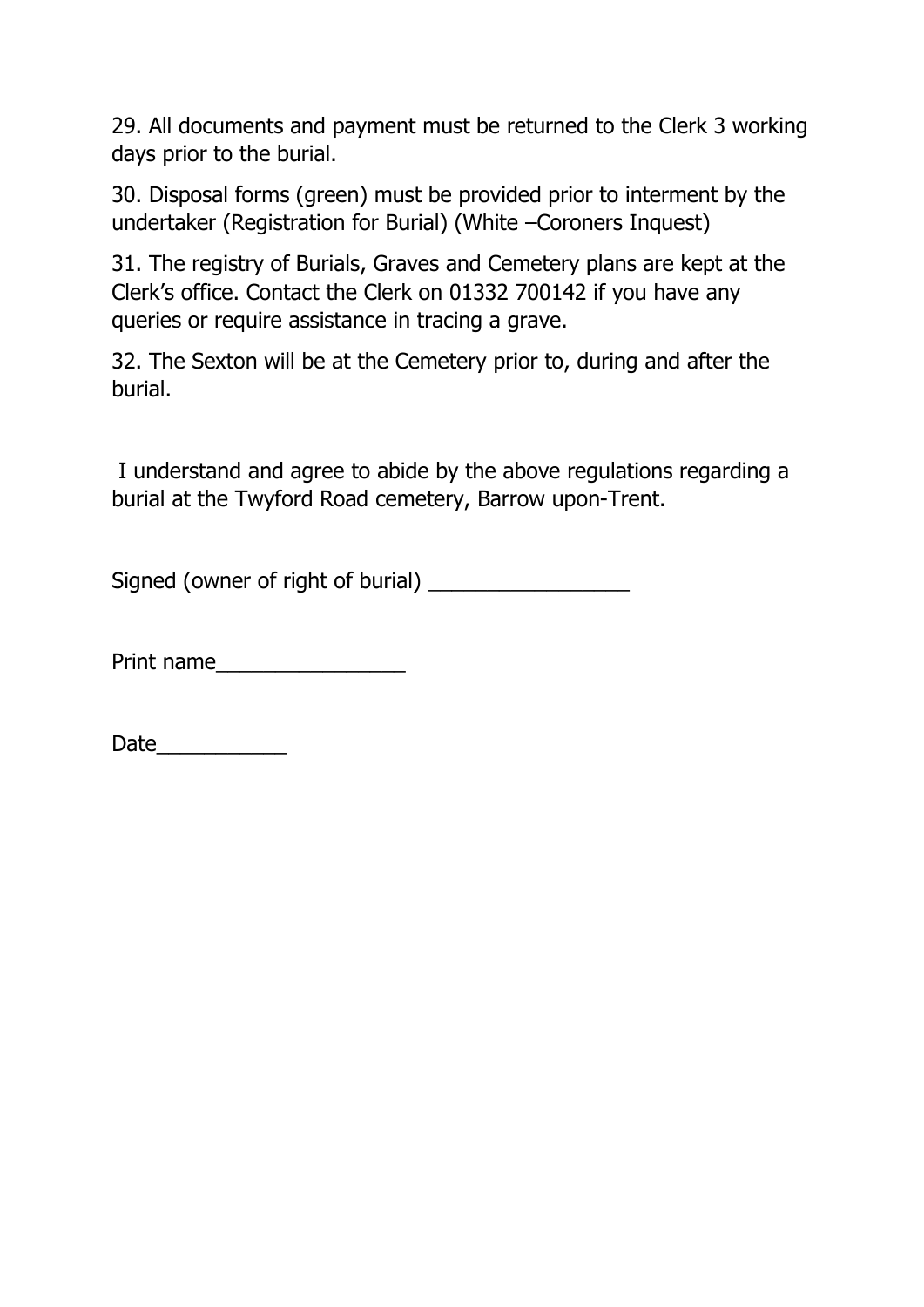29. All documents and payment must be returned to the Clerk 3 working days prior to the burial.

30. Disposal forms (green) must be provided prior to interment by the undertaker (Registration for Burial) (White –Coroners Inquest)

31. The registry of Burials, Graves and Cemetery plans are kept at the Clerk's office. Contact the Clerk on 01332 700142 if you have any queries or require assistance in tracing a grave.

32. The Sexton will be at the Cemetery prior to, during and after the burial.

I understand and agree to abide by the above regulations regarding a burial at the Twyford Road cemetery, Barrow upon-Trent.

Signed (owner of right of burial) _________________

Print name________________

Date___________